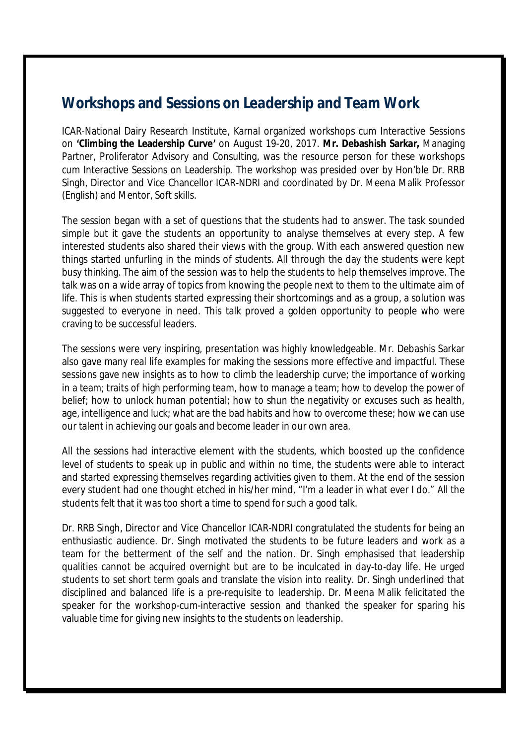## Workshops and Sessions on Leadership and Team Work

ICAR-National Dairy Research Institute, Karnal organized workshops cum Interactive Sessions on **'Climbing the Leadership Curve'** on August 19-20, 2017. **Mr. Debashish Sarkar,** Managing Partner, Proliferator Advisory and Consulting, was the resource person for these workshops cum Interactive Sessions on Leadership. The workshop was presided over by Hon'ble Dr. RRB Singh, Director and Vice Chancellor ICAR-NDRI and coordinated by Dr. Meena Malik Professor (English) and Mentor, Soft skills.

The session began with a set of questions that the students had to answer. The task sounded simple but it gave the students an opportunity to analyse themselves at every step. A few interested students also shared their views with the group. With each answered question new things started unfurling in the minds of students. All through the day the students were kept busy thinking. The aim of the session was to help the students to help themselves improve. The talk was on a wide array of topics from knowing the people next to them to the ultimate aim of life. This is when students started expressing their shortcomings and as a group, a solution was suggested to everyone in need. This talk proved a golden opportunity to people who were craving to be successful leaders.

The sessions were very inspiring, presentation was highly knowledgeable. Mr. Debashis Sarkar also gave many real life examples for making the sessions more effective and impactful. These sessions gave new insights as to how to climb the leadership curve; the importance of working in a team; traits of high performing team, how to manage a team; how to develop the power of belief; how to unlock human potential; how to shun the negativity or excuses such as health, age, intelligence and luck; what are the bad habits and how to overcome these; how we can use our talent in achieving our goals and become leader in our own area.

All the sessions had interactive element with the students, which boosted up the confidence level of students to speak up in public and within no time, the students were able to interact and started expressing themselves regarding activities given to them. At the end of the session every student had one thought etched in his/her mind, "I'm a leader in what ever I do." All the students felt that it was too short a time to spend for such a good talk.

Dr. RRB Singh, Director and Vice Chancellor ICAR-NDRI congratulated the students for being an enthusiastic audience. Dr. Singh motivated the students to be future leaders and work as a team for the betterment of the self and the nation. Dr. Singh emphasised that leadership qualities cannot be acquired overnight but are to be inculcated in day-to-day life. He urged students to set short term goals and translate the vision into reality. Dr. Singh underlined that disciplined and balanced life is a pre-requisite to leadership. Dr. Meena Malik felicitated the speaker for the workshop-cum-interactive session and thanked the speaker for sparing his valuable time for giving new insights to the students on leadership.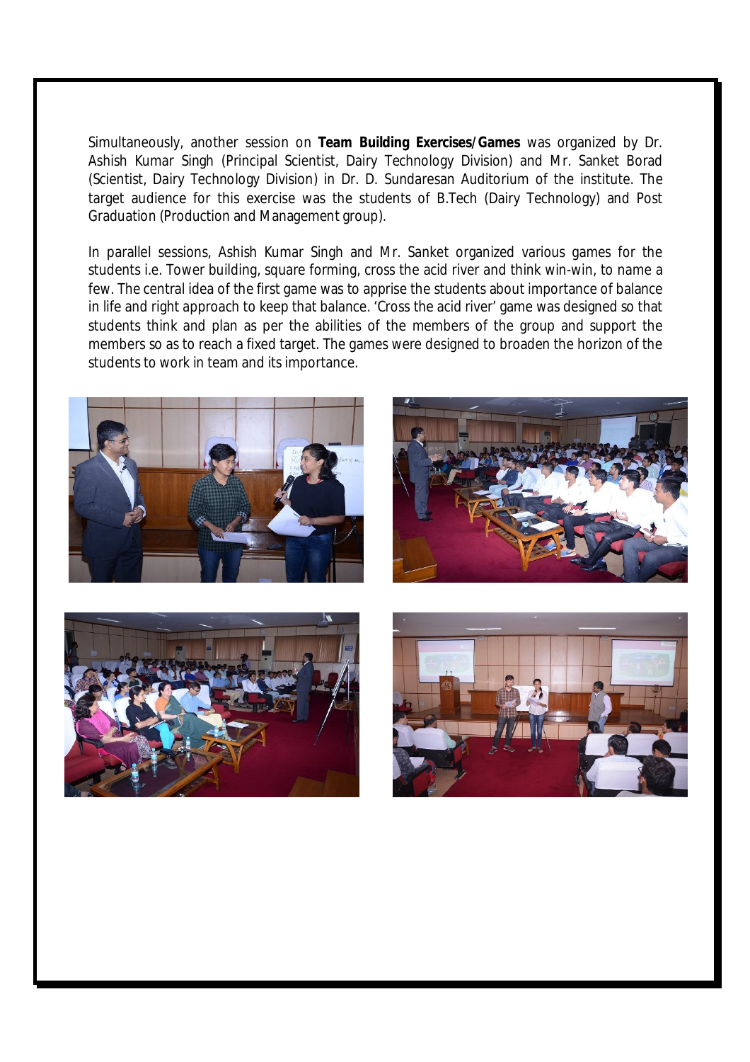Simultaneously, another session on **Team Building Exercises/Games** was organized by Dr. Ashish Kumar Singh (Principal Scientist, Dairy Technology Division) and Mr. Sanket Borad (Scientist, Dairy Technology Division) in Dr. D. Sundaresan Auditorium of the institute. The target audience for this exercise was the students of B.Tech (Dairy Technology) and Post Graduation (Production and Management group).

In parallel sessions, Ashish Kumar Singh and Mr. Sanket organized various games for the students i.e. Tower building, square forming, cross the acid river and think win-win, to name a few. The central idea of the first game was to apprise the students about importance of balance in life and right approach to keep that balance. 'Cross the acid river' game was designed so that students think and plan as per the abilities of the members of the group and support the members so as to reach a fixed target. The games were designed to broaden the horizon of the students to work in team and its importance.